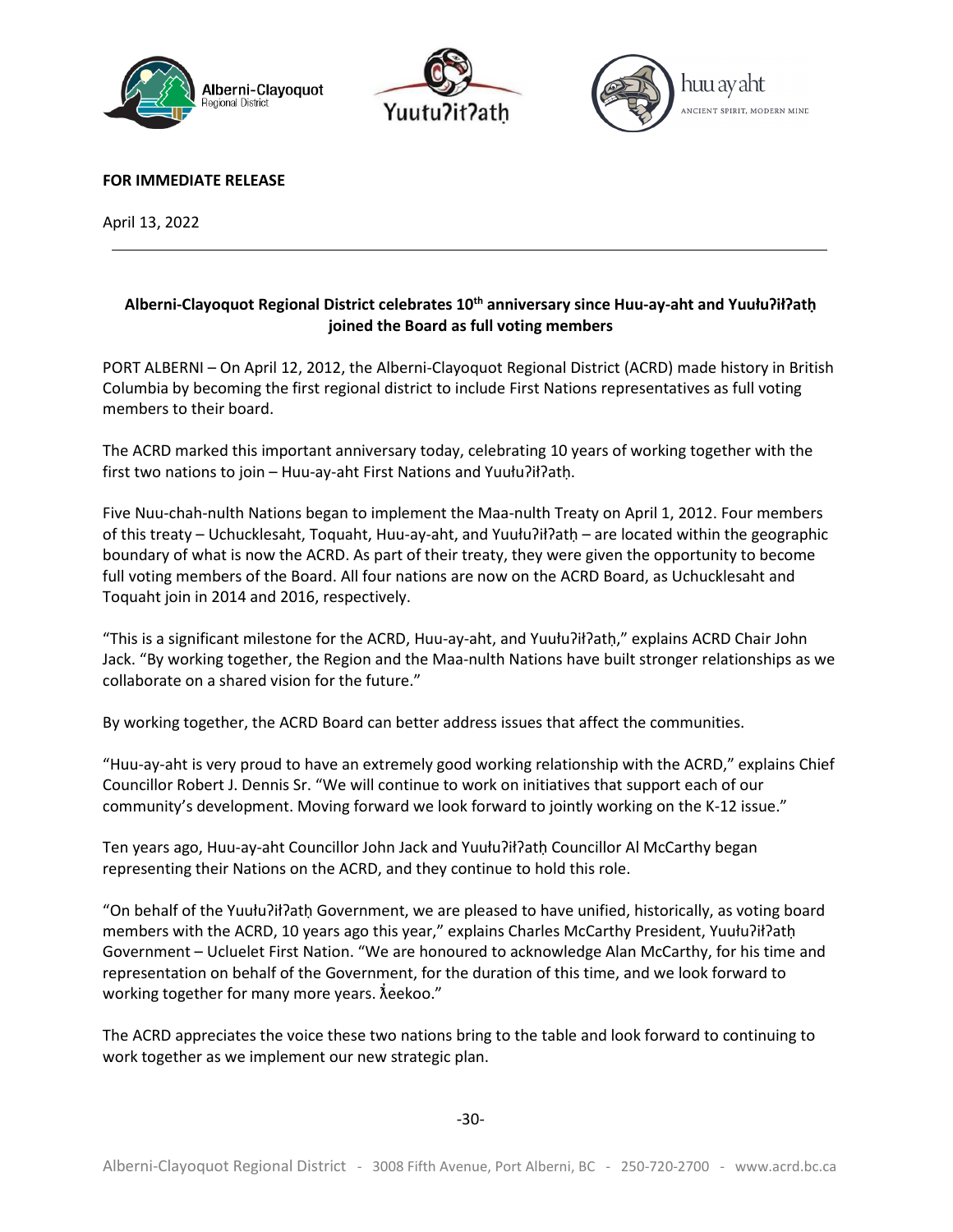**FOR IMMEDIATE RELEASE**

April 13, 2022

---

**Alberni-Clayoquot Regional District celebrates 10th anniversary since Huu-ay-aht and Yuułuʔiłʔatḥ joined the Board as full voting members**

PORT ALBERNI – On April 12, 2012, the Alberni-Clayoquot Regional District (ACRD) made history in British Columbia by becoming the first regional district to include First Nations representatives as full voting members to their board.

The ACRD marked this important anniversary today, celebrating 10 years of working together with the first two nations to join – Huu-ay-aht First Nations and Yuułuʔiłʔatḥ.

Five Nuu-chah-nulth Nations began to implement the Maa-nulth Treaty on April 1, 2012. Four members of this treaty – Uchucklesaht, Toquaht, Huu-ay-aht, and Yuułuʔiłʔatḥ – are located within the geographic boundary of what is now the ACRD. As part of their treaty, they were given the opportunity to become full voting members of the Board. All four nations are now on the ACRD Board, as Uchucklesaht and Toquaht join in 2014 and 2016, respectively.

"This is a significant milestone for the ACRD, Huu-ay-aht, and Yuułuʔiłʔatḥ," explains ACRD Chair John Jack. "By working together, the Region and the Maa-nulth Nations have built stronger relationships as we collaborate on a shared vision for the future."

By working together, the ACRD Board can better address issues that affect the communities.

"Huu-ay-aht is very proud to have an extremely good working relationship with the ACRD," explains Chief Councillor Robert J. Dennis Sr. "We will continue to work on initiatives that support each of our community's development. Moving forward we look forward to jointly working on the K-12 issue."

Ten years ago, Huu-ay-aht Councillor John Jack and Yuułuʔiłʔatḥ Councillor Al McCarthy began representing their Nations on the ACRD, and they continue to hold this role.

"On behalf of the Yuułuʔiłʔatḥ Government, we are pleased to have unified, historically, as voting board members with the ACRD, 10 years ago this year," explains Charles McCarthy President, Yuułuʔiłʔatḥ Government – Ucluelet First Nation. "We are honoured to acknowledge Alan McCarthy, for his time and representation on behalf of the Government, for the duration of this time, and we look forward to working together for many more years. ƛ̓eekoo."

The ACRD appreciates the voice these two nations bring to the table and look forward to continuing to work together as we implement our new strategic plan.

-30-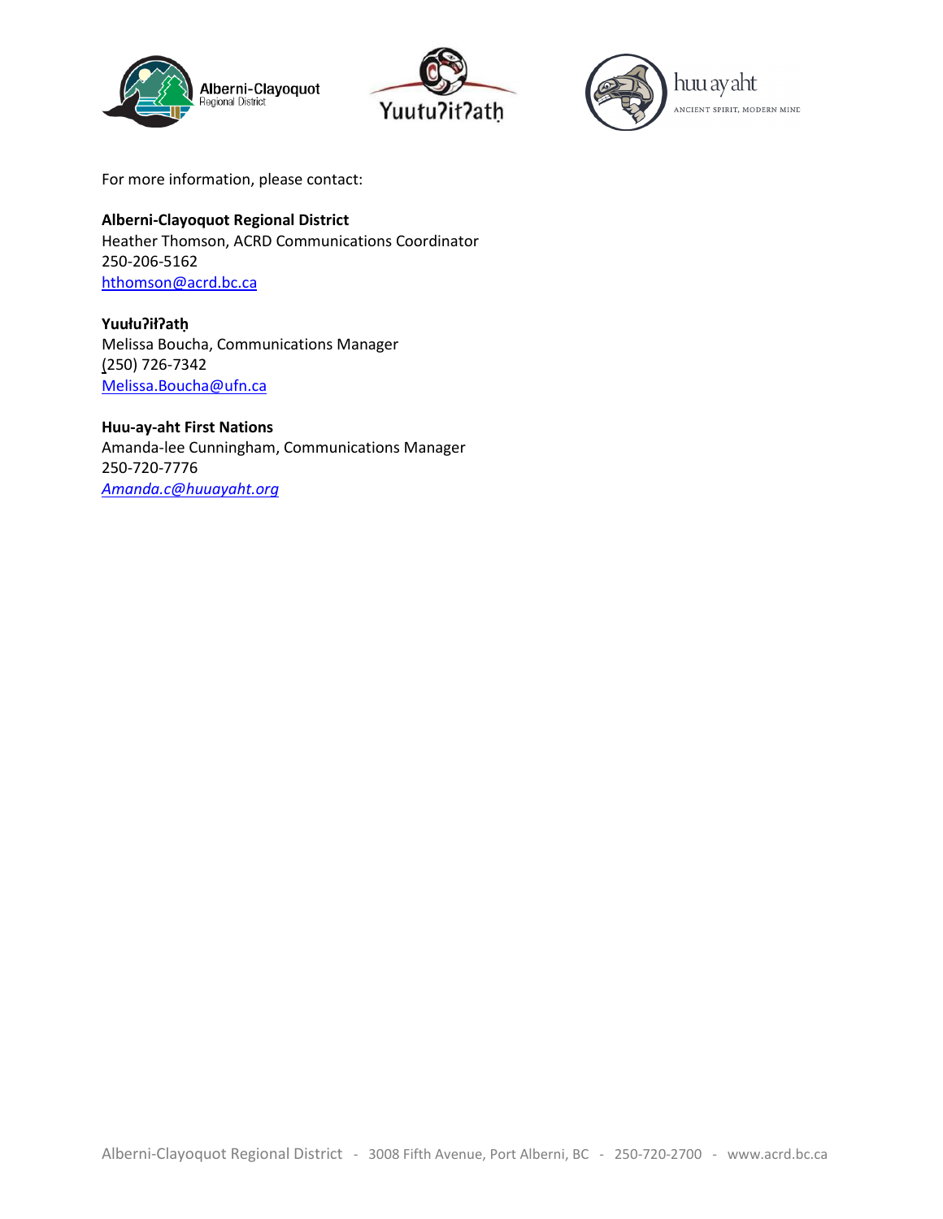For more information, please contact:

**Alberni-Clayoquot Regional District**
Heather Thomson, ACRD Communications Coordinator
250-206-5162
hthomson@acrd.bc.ca

**Yuułuʔiłʔatḥ**
Melissa Boucha, Communications Manager
(250) 726-7342
Melissa.Boucha@ufn.ca

**Huu-ay-aht First Nations**
Amanda-lee Cunningham, Communications Manager
250-720-7776
*Amanda.c@huuayaht.org*